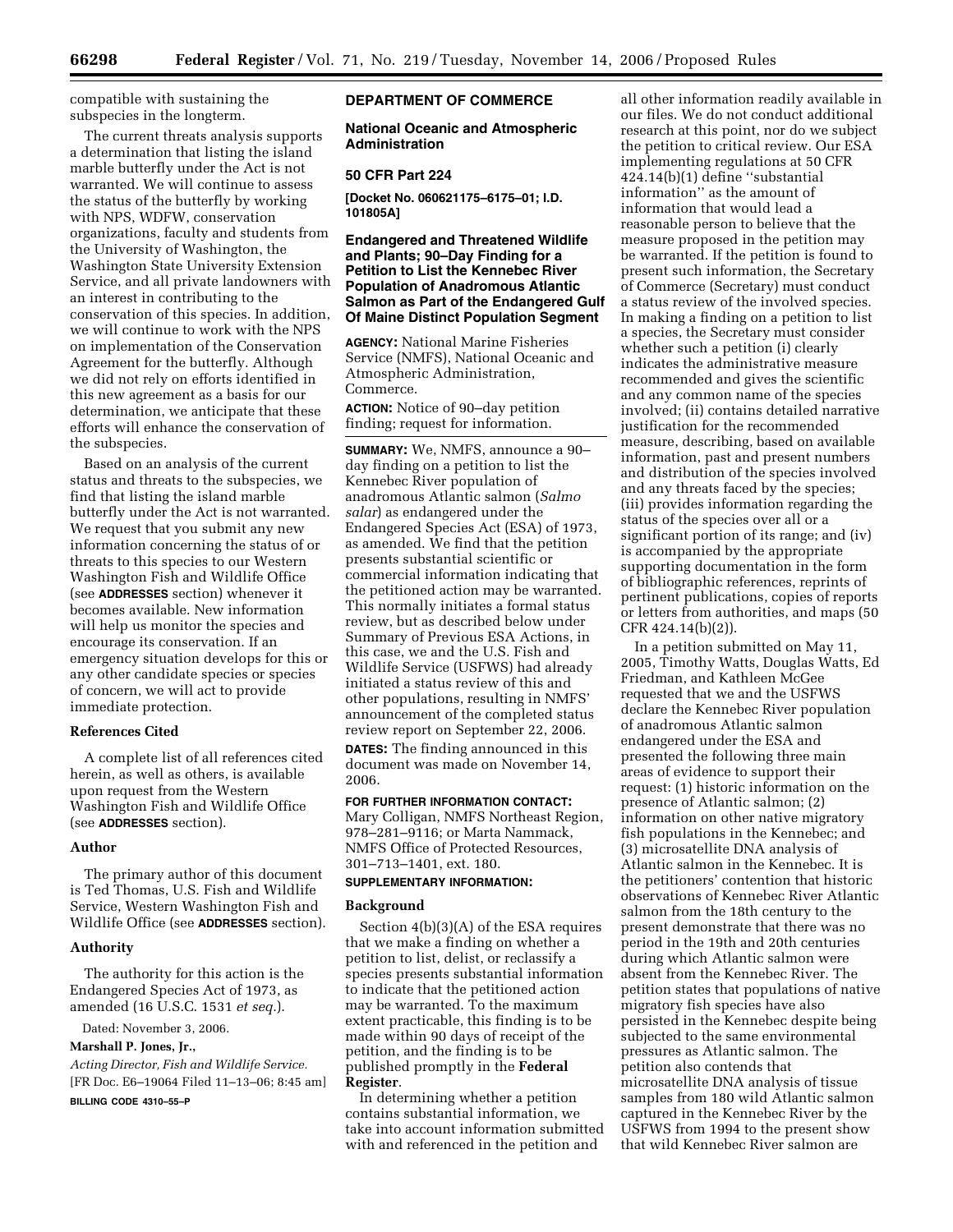compatible with sustaining the subspecies in the longterm.

The current threats analysis supports a determination that listing the island marble butterfly under the Act is not warranted. We will continue to assess the status of the butterfly by working with NPS, WDFW, conservation organizations, faculty and students from the University of Washington, the Washington State University Extension Service, and all private landowners with an interest in contributing to the conservation of this species. In addition, we will continue to work with the NPS on implementation of the Conservation Agreement for the butterfly. Although we did not rely on efforts identified in this new agreement as a basis for our determination, we anticipate that these efforts will enhance the conservation of the subspecies.

Based on an analysis of the current status and threats to the subspecies, we find that listing the island marble butterfly under the Act is not warranted. We request that you submit any new information concerning the status of or threats to this species to our Western Washington Fish and Wildlife Office (see **ADDRESSES** section) whenever it becomes available. New information will help us monitor the species and encourage its conservation. If an emergency situation develops for this or any other candidate species or species of concern, we will act to provide immediate protection.

## References Cited

A complete list of all references cited herein, as well as others, is available upon request from the Western Washington Fish and Wildlife Office (see **ADDRESSES** section).

## Author

The primary author of this document is Ted Thomas, U.S. Fish and Wildlife Service, Western Washington Fish and Wildlife Office (see **ADDRESSES** section).

## Authority

The authority for this action is the Endangered Species Act of 1973, as amended (16 U.S.C. 1531 *et seq.*).

Dated: November 3, 2006.

**Marshall P. Jones, Jr.,**

*Acting Director, Fish and Wildlife Service.*

[FR Doc. E6–19064 Filed 11–13–06; 8:45 am]

**BILLING CODE 4310–55–P**

---

# DEPARTMENT OF COMMERCE

## National Oceanic and Atmospheric Administration

## 50 CFR Part 224

**[Docket No. 060621175–6175–01; I.D. 101805A]**

## Endangered and Threatened Wildlife and Plants; 90–Day Finding for a Petition to List the Kennebec River Population of Anadromous Atlantic Salmon as Part of the Endangered Gulf Of Maine Distinct Population Segment

**AGENCY:** National Marine Fisheries Service (NMFS), National Oceanic and Atmospheric Administration, Commerce.

**ACTION:** Notice of 90–day petition finding; request for information.

**SUMMARY:** We, NMFS, announce a 90–day finding on a petition to list the Kennebec River population of anadromous Atlantic salmon (*Salmo salar*) as endangered under the Endangered Species Act (ESA) of 1973, as amended. We find that the petition presents substantial scientific or commercial information indicating that the petitioned action may be warranted. This normally initiates a formal status review, but as described below under Summary of Previous ESA Actions, in this case, we and the U.S. Fish and Wildlife Service (USFWS) had already initiated a status review of this and other populations, resulting in NMFS' announcement of the completed status review report on September 22, 2006.

**DATES:** The finding announced in this document was made on November 14, 2006.

**FOR FURTHER INFORMATION CONTACT:** Mary Colligan, NMFS Northeast Region, 978–281–9116; or Marta Nammack, NMFS Office of Protected Resources, 301–713–1401, ext. 180.

**SUPPLEMENTARY INFORMATION:**

### Background

Section 4(b)(3)(A) of the ESA requires that we make a finding on whether a petition to list, delist, or reclassify a species presents substantial information to indicate that the petitioned action may be warranted. To the maximum extent practicable, this finding is to be made within 90 days of receipt of the petition, and the finding is to be published promptly in the **Federal Register**.

In determining whether a petition contains substantial information, we take into account information submitted with and referenced in the petition and all other information readily available in our files. We do not conduct additional research at this point, nor do we subject the petition to critical review. Our ESA implementing regulations at 50 CFR 424.14(b)(1) define "substantial information" as the amount of information that would lead a reasonable person to believe that the measure proposed in the petition may be warranted. If the petition is found to present such information, the Secretary of Commerce (Secretary) must conduct a status review of the involved species. In making a finding on a petition to list a species, the Secretary must consider whether such a petition (i) clearly indicates the administrative measure recommended and gives the scientific and any common name of the species involved; (ii) contains detailed narrative justification for the recommended measure, describing, based on available information, past and present numbers and distribution of the species involved and any threats faced by the species; (iii) provides information regarding the status of the species over all or a significant portion of its range; and (iv) is accompanied by the appropriate supporting documentation in the form of bibliographic references, reprints of pertinent publications, copies of reports or letters from authorities, and maps (50 CFR 424.14(b)(2)).

In a petition submitted on May 11, 2005, Timothy Watts, Douglas Watts, Ed Friedman, and Kathleen McGee requested that we and the USFWS declare the Kennebec River population of anadromous Atlantic salmon endangered under the ESA and presented the following three main areas of evidence to support their request: (1) historic information on the presence of Atlantic salmon; (2) information on other native migratory fish populations in the Kennebec; and (3) microsatellite DNA analysis of Atlantic salmon in the Kennebec. It is the petitioners' contention that historic observations of Kennebec River Atlantic salmon from the 18th century to the present demonstrate that there was no period in the 19th and 20th centuries during which Atlantic salmon were absent from the Kennebec River. The petition states that populations of native migratory fish species have also persisted in the Kennebec despite being subjected to the same environmental pressures as Atlantic salmon. The petition also contends that microsatellite DNA analysis of tissue samples from 180 wild Atlantic salmon captured in the Kennebec River by the USFWS from 1994 to the present show that wild Kennebec River salmon are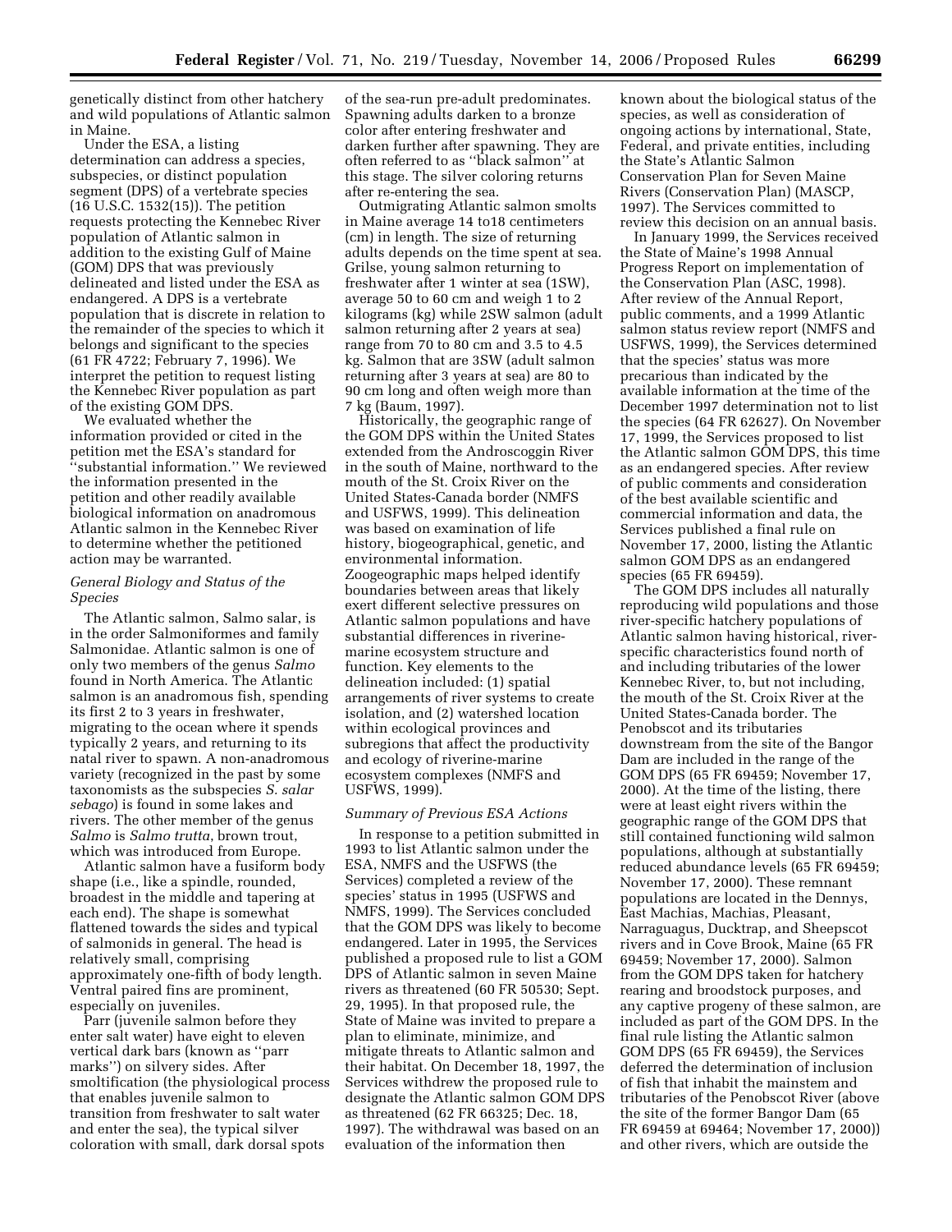genetically distinct from other hatchery and wild populations of Atlantic salmon in Maine.

Under the ESA, a listing determination can address a species, subspecies, or distinct population segment (DPS) of a vertebrate species (16 U.S.C. 1532(15)). The petition requests protecting the Kennebec River population of Atlantic salmon in addition to the existing Gulf of Maine (GOM) DPS that was previously delineated and listed under the ESA as endangered. A DPS is a vertebrate population that is discrete in relation to the remainder of the species to which it belongs and significant to the species (61 FR 4722; February 7, 1996). We interpret the petition to request listing the Kennebec River population as part of the existing GOM DPS.

We evaluated whether the information provided or cited in the petition met the ESA's standard for ''substantial information.'' We reviewed the information presented in the petition and other readily available biological information on anadromous Atlantic salmon in the Kennebec River to determine whether the petitioned action may be warranted.

*General Biology and Status of the Species*

The Atlantic salmon, Salmo salar, is in the order Salmoniformes and family Salmonidae. Atlantic salmon is one of only two members of the genus *Salmo* found in North America. The Atlantic salmon is an anadromous fish, spending its first 2 to 3 years in freshwater, migrating to the ocean where it spends typically 2 years, and returning to its natal river to spawn. A non-anadromous variety (recognized in the past by some taxonomists as the subspecies *S. salar sebago*) is found in some lakes and rivers. The other member of the genus *Salmo* is *Salmo trutta*, brown trout, which was introduced from Europe.

Atlantic salmon have a fusiform body shape (i.e., like a spindle, rounded, broadest in the middle and tapering at each end). The shape is somewhat flattened towards the sides and typical of salmonids in general. The head is relatively small, comprising approximately one-fifth of body length. Ventral paired fins are prominent, especially on juveniles.

Parr (juvenile salmon before they enter salt water) have eight to eleven vertical dark bars (known as ''parr marks'') on silvery sides. After smoltification (the physiological process that enables juvenile salmon to transition from freshwater to salt water and enter the sea), the typical silver coloration with small, dark dorsal spots of the sea-run pre-adult predominates. Spawning adults darken to a bronze color after entering freshwater and darken further after spawning. They are often referred to as ''black salmon'' at this stage. The silver coloring returns after re-entering the sea.

Outmigrating Atlantic salmon smolts in Maine average 14 to18 centimeters (cm) in length. The size of returning adults depends on the time spent at sea. Grilse, young salmon returning to freshwater after 1 winter at sea (1SW), average 50 to 60 cm and weigh 1 to 2 kilograms (kg) while 2SW salmon (adult salmon returning after 2 years at sea) range from 70 to 80 cm and 3.5 to 4.5 kg. Salmon that are 3SW (adult salmon returning after 3 years at sea) are 80 to 90 cm long and often weigh more than 7 kg (Baum, 1997).

Historically, the geographic range of the GOM DPS within the United States extended from the Androscoggin River in the south of Maine, northward to the mouth of the St. Croix River on the United States-Canada border (NMFS and USFWS, 1999). This delineation was based on examination of life history, biogeographical, genetic, and environmental information. Zoogeographic maps helped identify boundaries between areas that likely exert different selective pressures on Atlantic salmon populations and have substantial differences in riverine-marine ecosystem structure and function. Key elements to the delineation included: (1) spatial arrangements of river systems to create isolation, and (2) watershed location within ecological provinces and subregions that affect the productivity and ecology of riverine-marine ecosystem complexes (NMFS and USFWS, 1999).

*Summary of Previous ESA Actions*

In response to a petition submitted in 1993 to list Atlantic salmon under the ESA, NMFS and the USFWS (the Services) completed a review of the species' status in 1995 (USFWS and NMFS, 1999). The Services concluded that the GOM DPS was likely to become endangered. Later in 1995, the Services published a proposed rule to list a GOM DPS of Atlantic salmon in seven Maine rivers as threatened (60 FR 50530; Sept. 29, 1995). In that proposed rule, the State of Maine was invited to prepare a plan to eliminate, minimize, and mitigate threats to Atlantic salmon and their habitat. On December 18, 1997, the Services withdrew the proposed rule to designate the Atlantic salmon GOM DPS as threatened (62 FR 66325; Dec. 18, 1997). The withdrawal was based on an evaluation of the information then known about the biological status of the species, as well as consideration of ongoing actions by international, State, Federal, and private entities, including the State's Atlantic Salmon Conservation Plan for Seven Maine Rivers (Conservation Plan) (MASCP, 1997). The Services committed to review this decision on an annual basis.

In January 1999, the Services received the State of Maine's 1998 Annual Progress Report on implementation of the Conservation Plan (ASC, 1998). After review of the Annual Report, public comments, and a 1999 Atlantic salmon status review report (NMFS and USFWS, 1999), the Services determined that the species' status was more precarious than indicated by the available information at the time of the December 1997 determination not to list the species (64 FR 62627). On November 17, 1999, the Services proposed to list the Atlantic salmon GOM DPS, this time as an endangered species. After review of public comments and consideration of the best available scientific and commercial information and data, the Services published a final rule on November 17, 2000, listing the Atlantic salmon GOM DPS as an endangered species (65 FR 69459).

The GOM DPS includes all naturally reproducing wild populations and those river-specific hatchery populations of Atlantic salmon having historical, river-specific characteristics found north of and including tributaries of the lower Kennebec River, to, but not including, the mouth of the St. Croix River at the United States-Canada border. The Penobscot and its tributaries downstream from the site of the Bangor Dam are included in the range of the GOM DPS (65 FR 69459; November 17, 2000). At the time of the listing, there were at least eight rivers within the geographic range of the GOM DPS that still contained functioning wild salmon populations, although at substantially reduced abundance levels (65 FR 69459; November 17, 2000). These remnant populations are located in the Dennys, East Machias, Machias, Pleasant, Narraguagus, Ducktrap, and Sheepscot rivers and in Cove Brook, Maine (65 FR 69459; November 17, 2000). Salmon from the GOM DPS taken for hatchery rearing and broodstock purposes, and any captive progeny of these salmon, are included as part of the GOM DPS. In the final rule listing the Atlantic salmon GOM DPS (65 FR 69459), the Services deferred the determination of inclusion of fish that inhabit the mainstem and tributaries of the Penobscot River (above the site of the former Bangor Dam (65 FR 69459 at 69464; November 17, 2000)) and other rivers, which are outside the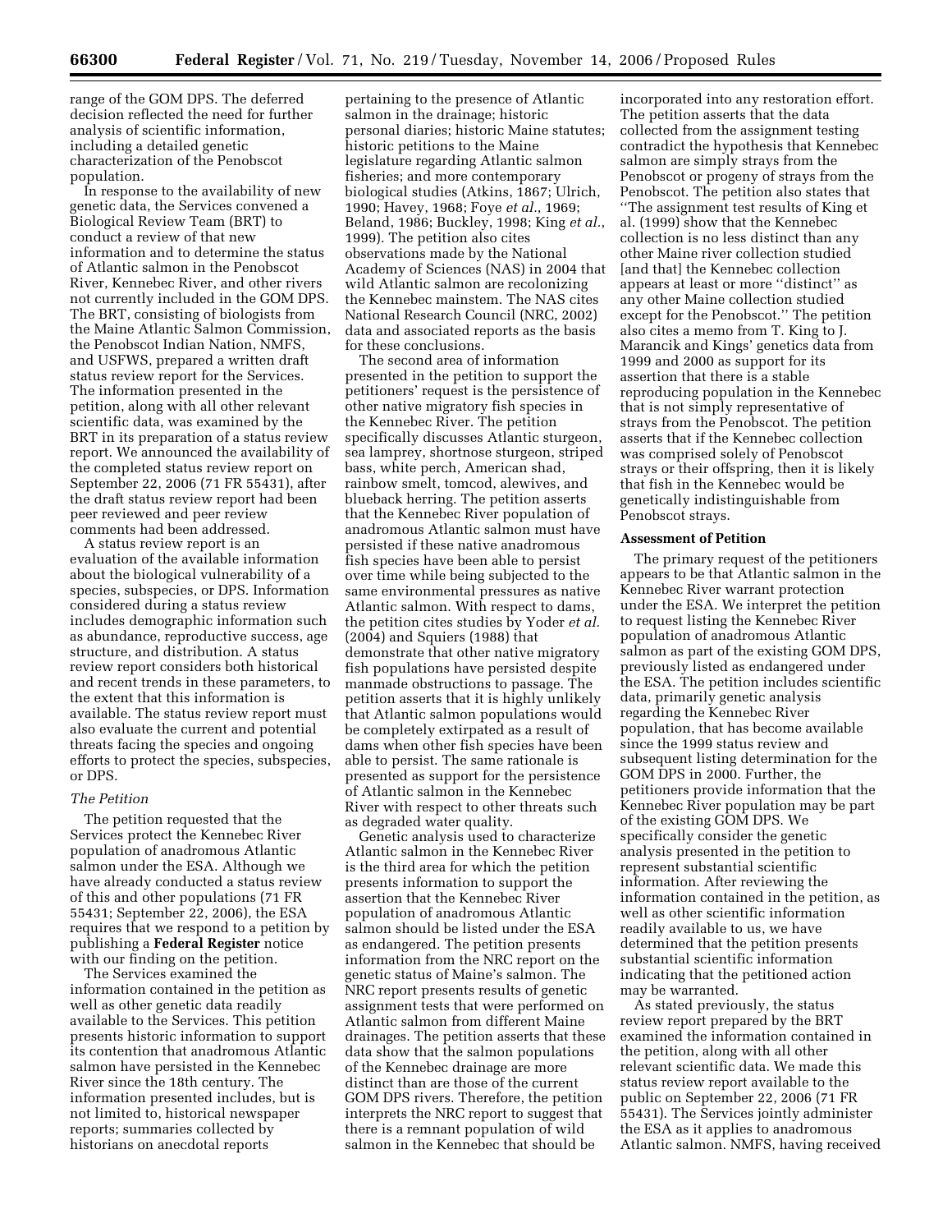range of the GOM DPS. The deferred decision reflected the need for further analysis of scientific information, including a detailed genetic characterization of the Penobscot population.

In response to the availability of new genetic data, the Services convened a Biological Review Team (BRT) to conduct a review of that new information and to determine the status of Atlantic salmon in the Penobscot River, Kennebec River, and other rivers not currently included in the GOM DPS. The BRT, consisting of biologists from the Maine Atlantic Salmon Commission, the Penobscot Indian Nation, NMFS, and USFWS, prepared a written draft status review report for the Services. The information presented in the petition, along with all other relevant scientific data, was examined by the BRT in its preparation of a status review report. We announced the availability of the completed status review report on September 22, 2006 (71 FR 55431), after the draft status review report had been peer reviewed and peer review comments had been addressed.

A status review report is an evaluation of the available information about the biological vulnerability of a species, subspecies, or DPS. Information considered during a status review includes demographic information such as abundance, reproductive success, age structure, and distribution. A status review report considers both historical and recent trends in these parameters, to the extent that this information is available. The status review report must also evaluate the current and potential threats facing the species and ongoing efforts to protect the species, subspecies, or DPS.

*The Petition*

The petition requested that the Services protect the Kennebec River population of anadromous Atlantic salmon under the ESA. Although we have already conducted a status review of this and other populations (71 FR 55431; September 22, 2006), the ESA requires that we respond to a petition by publishing a **Federal Register** notice with our finding on the petition.

The Services examined the information contained in the petition as well as other genetic data readily available to the Services. This petition presents historic information to support its contention that anadromous Atlantic salmon have persisted in the Kennebec River since the 18th century. The information presented includes, but is not limited to, historical newspaper reports; summaries collected by historians on anecdotal reports pertaining to the presence of Atlantic salmon in the drainage; historic personal diaries; historic Maine statutes; historic petitions to the Maine legislature regarding Atlantic salmon fisheries; and more contemporary biological studies (Atkins, 1867; Ulrich, 1990; Havey, 1968; Foye *et al*., 1969; Beland, 1986; Buckley, 1998; King *et al*., 1999). The petition also cites observations made by the National Academy of Sciences (NAS) in 2004 that wild Atlantic salmon are recolonizing the Kennebec mainstem. The NAS cites National Research Council (NRC, 2002) data and associated reports as the basis for these conclusions.

The second area of information presented in the petition to support the petitioners' request is the persistence of other native migratory fish species in the Kennebec River. The petition specifically discusses Atlantic sturgeon, sea lamprey, shortnose sturgeon, striped bass, white perch, American shad, rainbow smelt, tomcod, alewives, and blueback herring. The petition asserts that the Kennebec River population of anadromous Atlantic salmon must have persisted if these native anadromous fish species have been able to persist over time while being subjected to the same environmental pressures as native Atlantic salmon. With respect to dams, the petition cites studies by Yoder *et al.* (2004) and Squiers (1988) that demonstrate that other native migratory fish populations have persisted despite manmade obstructions to passage. The petition asserts that it is highly unlikely that Atlantic salmon populations would be completely extirpated as a result of dams when other fish species have been able to persist. The same rationale is presented as support for the persistence of Atlantic salmon in the Kennebec River with respect to other threats such as degraded water quality.

Genetic analysis used to characterize Atlantic salmon in the Kennebec River is the third area for which the petition presents information to support the assertion that the Kennebec River population of anadromous Atlantic salmon should be listed under the ESA as endangered. The petition presents information from the NRC report on the genetic status of Maine's salmon. The NRC report presents results of genetic assignment tests that were performed on Atlantic salmon from different Maine drainages. The petition asserts that these data show that the salmon populations of the Kennebec drainage are more distinct than are those of the current GOM DPS rivers. Therefore, the petition interprets the NRC report to suggest that there is a remnant population of wild salmon in the Kennebec that should be incorporated into any restoration effort. The petition asserts that the data collected from the assignment testing contradict the hypothesis that Kennebec salmon are simply strays from the Penobscot or progeny of strays from the Penobscot. The petition also states that ''The assignment test results of King et al. (1999) show that the Kennebec collection is no less distinct than any other Maine river collection studied [and that] the Kennebec collection appears at least or more ''distinct'' as any other Maine collection studied except for the Penobscot.'' The petition also cites a memo from T. King to J. Marancik and Kings' genetics data from 1999 and 2000 as support for its assertion that there is a stable reproducing population in the Kennebec that is not simply representative of strays from the Penobscot. The petition asserts that if the Kennebec collection was comprised solely of Penobscot strays or their offspring, then it is likely that fish in the Kennebec would be genetically indistinguishable from Penobscot strays.

**Assessment of Petition**

The primary request of the petitioners appears to be that Atlantic salmon in the Kennebec River warrant protection under the ESA. We interpret the petition to request listing the Kennebec River population of anadromous Atlantic salmon as part of the existing GOM DPS, previously listed as endangered under the ESA. The petition includes scientific data, primarily genetic analysis regarding the Kennebec River population, that has become available since the 1999 status review and subsequent listing determination for the GOM DPS in 2000. Further, the petitioners provide information that the Kennebec River population may be part of the existing GOM DPS. We specifically consider the genetic analysis presented in the petition to represent substantial scientific information. After reviewing the information contained in the petition, as well as other scientific information readily available to us, we have determined that the petition presents substantial scientific information indicating that the petitioned action may be warranted.

As stated previously, the status review report prepared by the BRT examined the information contained in the petition, along with all other relevant scientific data. We made this status review report available to the public on September 22, 2006 (71 FR 55431). The Services jointly administer the ESA as it applies to anadromous Atlantic salmon. NMFS, having received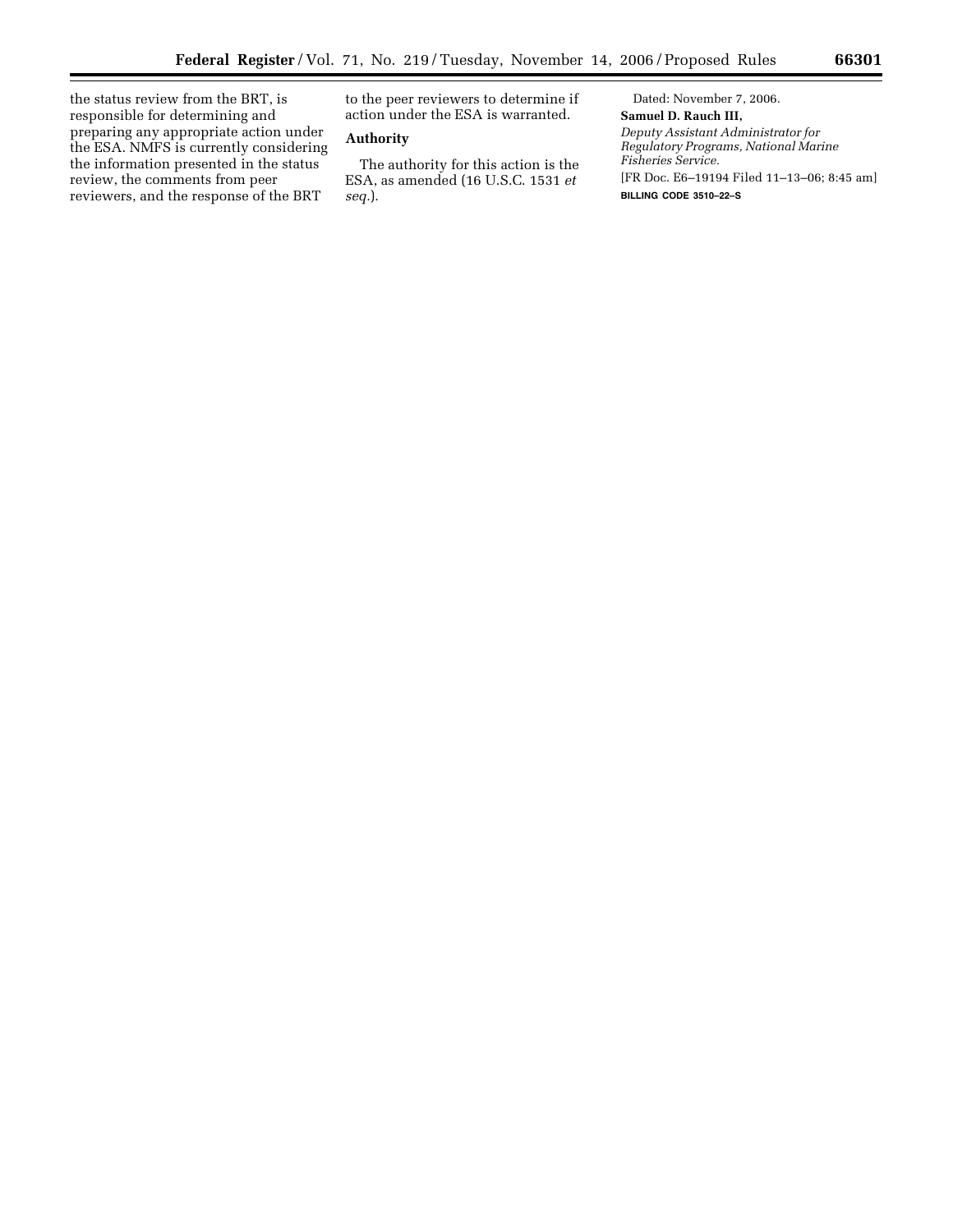the status review from the BRT, is responsible for determining and preparing any appropriate action under the ESA. NMFS is currently considering the information presented in the status review, the comments from peer reviewers, and the response of the BRT to the peer reviewers to determine if action under the ESA is warranted.

## Authority

The authority for this action is the ESA, as amended (16 U.S.C. 1531 *et seq.*).

Dated: November 7, 2006.

**Samuel D. Rauch III,**

*Deputy Assistant Administrator for Regulatory Programs, National Marine Fisheries Service.*

[FR Doc. E6–19194 Filed 11–13–06; 8:45 am]

**BILLING CODE 3510–22–S**